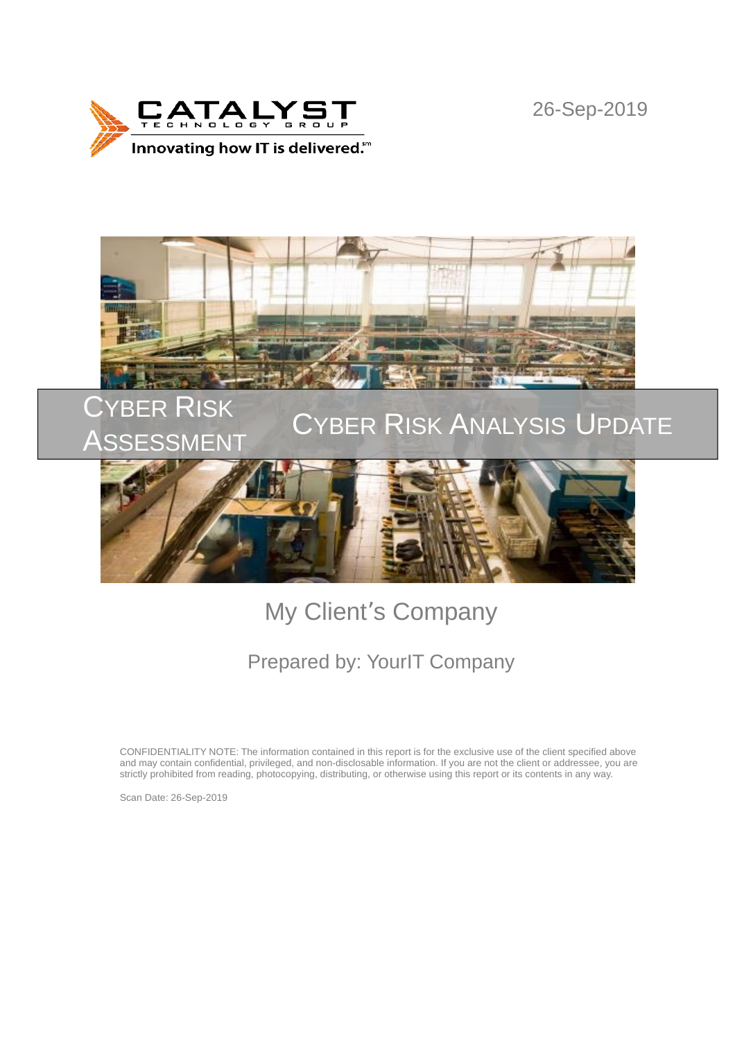CATALYST TECHNOLOGY GROUP

Innovating how IT is delivered.℠

26-Sep-2019

# Cyber Risk Assessment

# Cyber Risk Analysis Update

## My Client's Company

### Prepared by: YourIT Company

CONFIDENTIALITY NOTE: The information contained in this report is for the exclusive use of the client specified above and may contain confidential, privileged, and non-disclosable information. If you are not the client or addressee, you are strictly prohibited from reading, photocopying, distributing, or otherwise using this report or its contents in any way.

Scan Date: 26-Sep-2019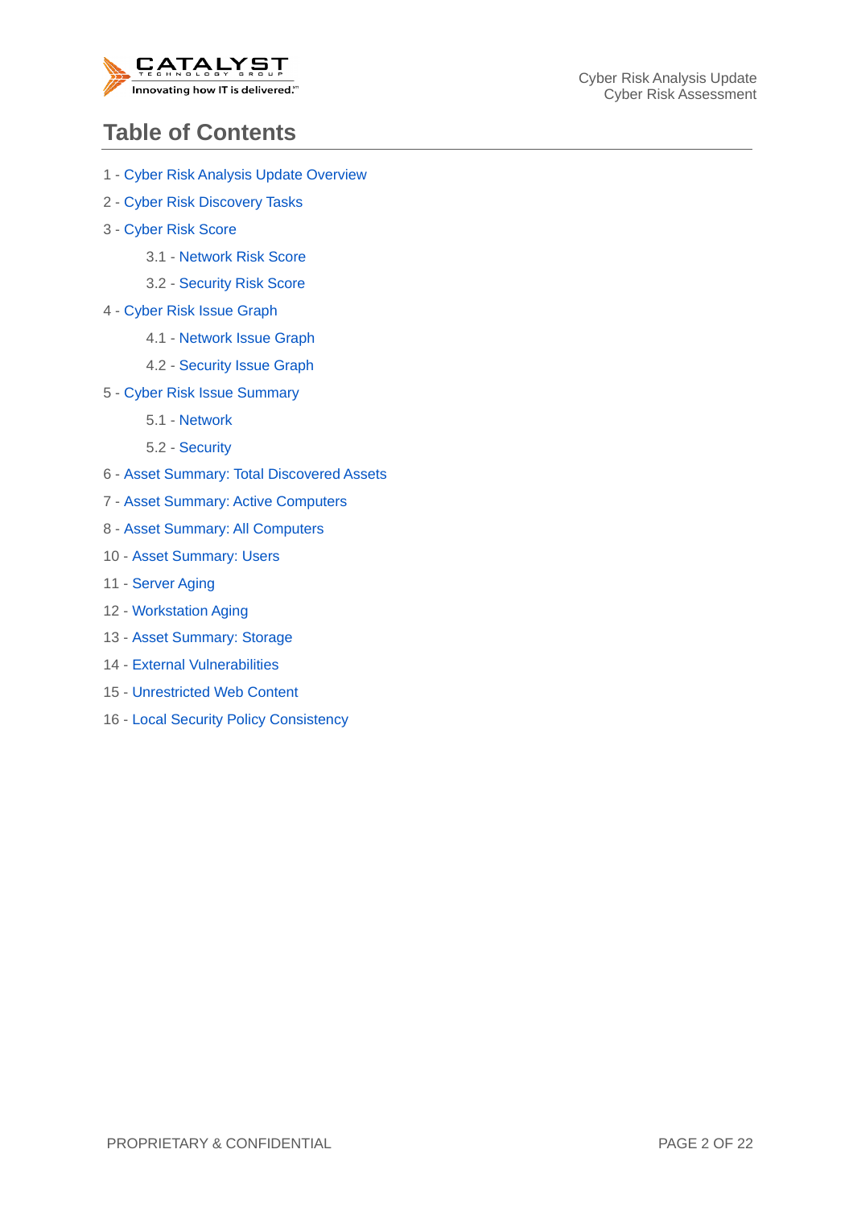# Table of Contents

1 - Cyber Risk Analysis Update Overview

2 - Cyber Risk Discovery Tasks

3 - Cyber Risk Score

- 3.1 - Network Risk Score
- 3.2 - Security Risk Score

4 - Cyber Risk Issue Graph

- 4.1 - Network Issue Graph
- 4.2 - Security Issue Graph

5 - Cyber Risk Issue Summary

- 5.1 - Network
- 5.2 - Security

6 - Asset Summary: Total Discovered Assets

7 - Asset Summary: Active Computers

8 - Asset Summary: All Computers

10 - Asset Summary: Users

11 - Server Aging

12 - Workstation Aging

13 - Asset Summary: Storage

14 - External Vulnerabilities

15 - Unrestricted Web Content

16 - Local Security Policy Consistency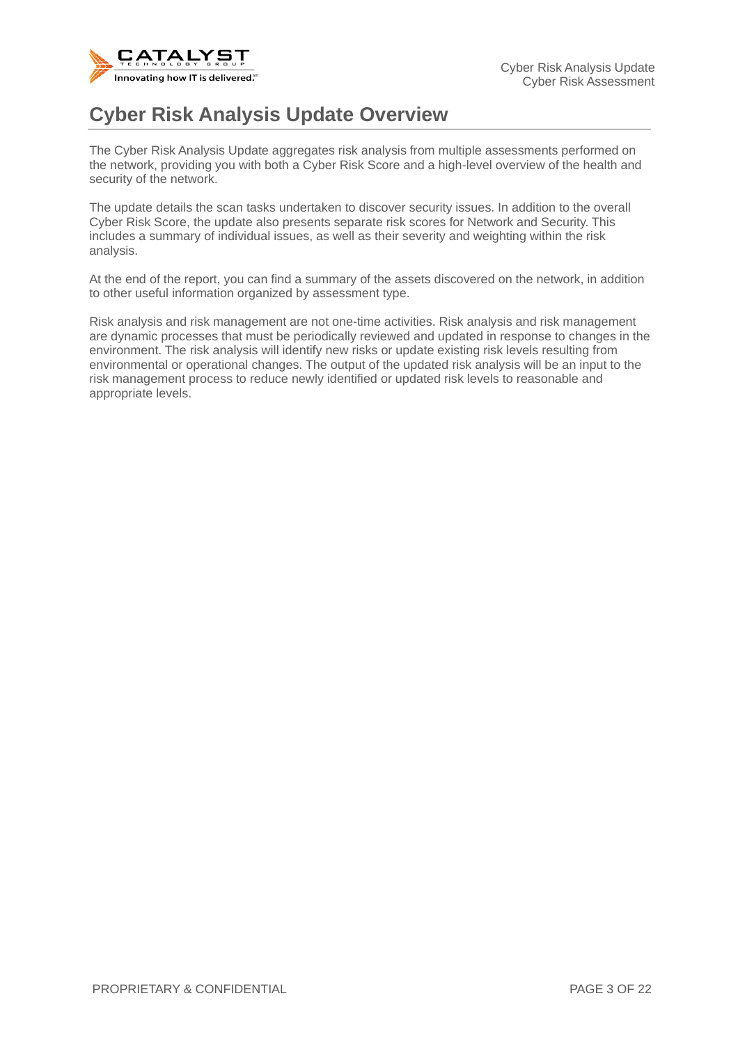# Cyber Risk Analysis Update Overview

The Cyber Risk Analysis Update aggregates risk analysis from multiple assessments performed on the network, providing you with both a Cyber Risk Score and a high-level overview of the health and security of the network.

The update details the scan tasks undertaken to discover security issues. In addition to the overall Cyber Risk Score, the update also presents separate risk scores for Network and Security. This includes a summary of individual issues, as well as their severity and weighting within the risk analysis.

At the end of the report, you can find a summary of the assets discovered on the network, in addition to other useful information organized by assessment type.

Risk analysis and risk management are not one-time activities. Risk analysis and risk management are dynamic processes that must be periodically reviewed and updated in response to changes in the environment. The risk analysis will identify new risks or update existing risk levels resulting from environmental or operational changes. The output of the updated risk analysis will be an input to the risk management process to reduce newly identified or updated risk levels to reasonable and appropriate levels.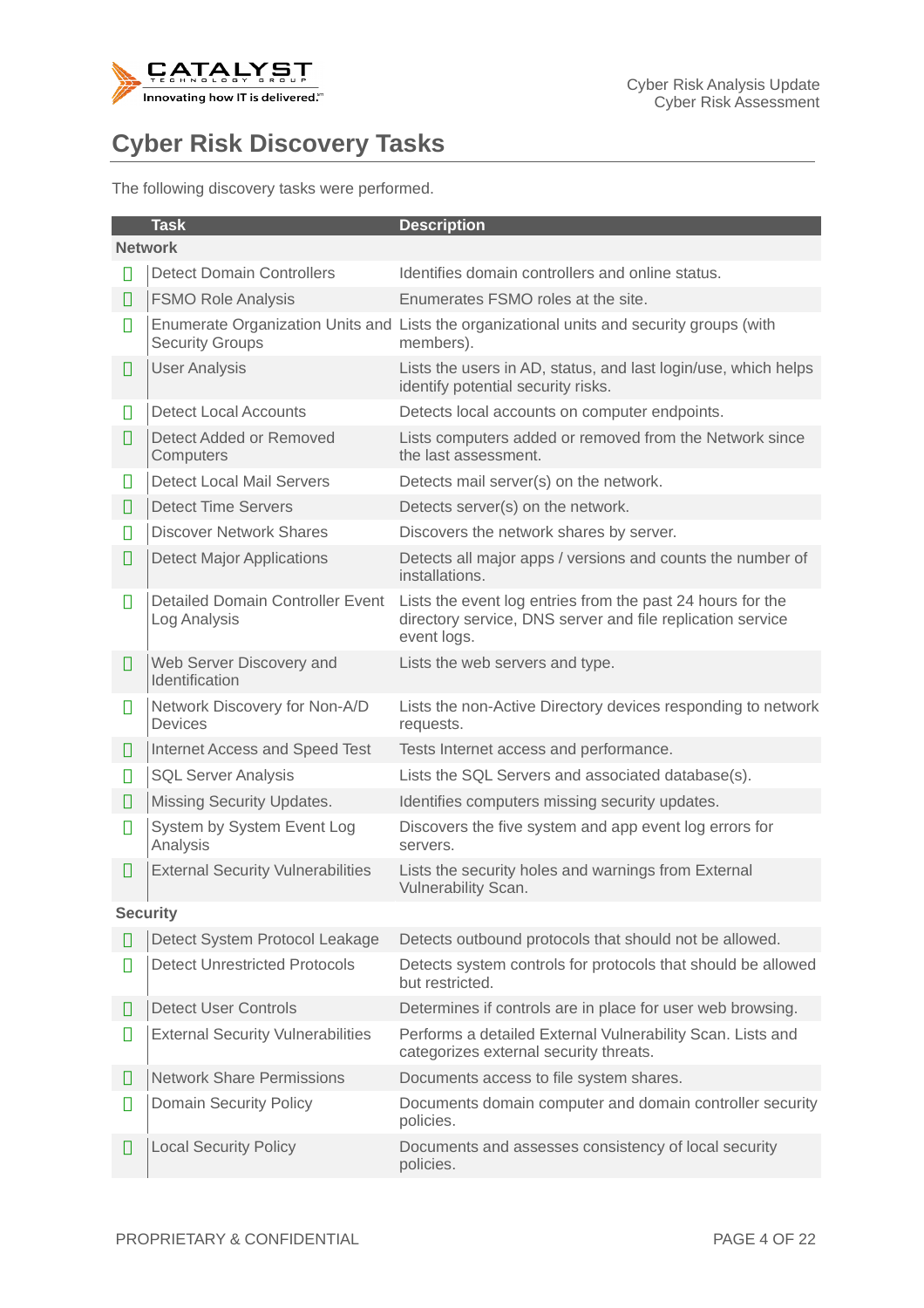# Cyber Risk Discovery Tasks

The following discovery tasks were performed.

| | Task | Description |
|---|---|---|
| **Network** | | |
| ✓ | Detect Domain Controllers | Identifies domain controllers and online status. |
| ✓ | FSMO Role Analysis | Enumerates FSMO roles at the site. |
| ✓ | Enumerate Organization Units and Security Groups | Lists the organizational units and security groups (with members). |
| ✓ | User Analysis | Lists the users in AD, status, and last login/use, which helps identify potential security risks. |
| ✓ | Detect Local Accounts | Detects local accounts on computer endpoints. |
| ✓ | Detect Added or Removed Computers | Lists computers added or removed from the Network since the last assessment. |
| ✓ | Detect Local Mail Servers | Detects mail server(s) on the network. |
| ✓ | Detect Time Servers | Detects server(s) on the network. |
| ✓ | Discover Network Shares | Discovers the network shares by server. |
| ✓ | Detect Major Applications | Detects all major apps / versions and counts the number of installations. |
| ✓ | Detailed Domain Controller Event Log Analysis | Lists the event log entries from the past 24 hours for the directory service, DNS server and file replication service event logs. |
| ✓ | Web Server Discovery and Identification | Lists the web servers and type. |
| ✓ | Network Discovery for Non-A/D Devices | Lists the non-Active Directory devices responding to network requests. |
| ✓ | Internet Access and Speed Test | Tests Internet access and performance. |
| ✓ | SQL Server Analysis | Lists the SQL Servers and associated database(s). |
| ✓ | Missing Security Updates. | Identifies computers missing security updates. |
| ✓ | System by System Event Log Analysis | Discovers the five system and app event log errors for servers. |
| ✓ | External Security Vulnerabilities | Lists the security holes and warnings from External Vulnerability Scan. |
| **Security** | | |
| ✓ | Detect System Protocol Leakage | Detects outbound protocols that should not be allowed. |
| ✓ | Detect Unrestricted Protocols | Detects system controls for protocols that should be allowed but restricted. |
| ✓ | Detect User Controls | Determines if controls are in place for user web browsing. |
| ✓ | External Security Vulnerabilities | Performs a detailed External Vulnerability Scan. Lists and categorizes external security threats. |
| ✓ | Network Share Permissions | Documents access to file system shares. |
| ✓ | Domain Security Policy | Documents domain computer and domain controller security policies. |
| ✓ | Local Security Policy | Documents and assesses consistency of local security policies. |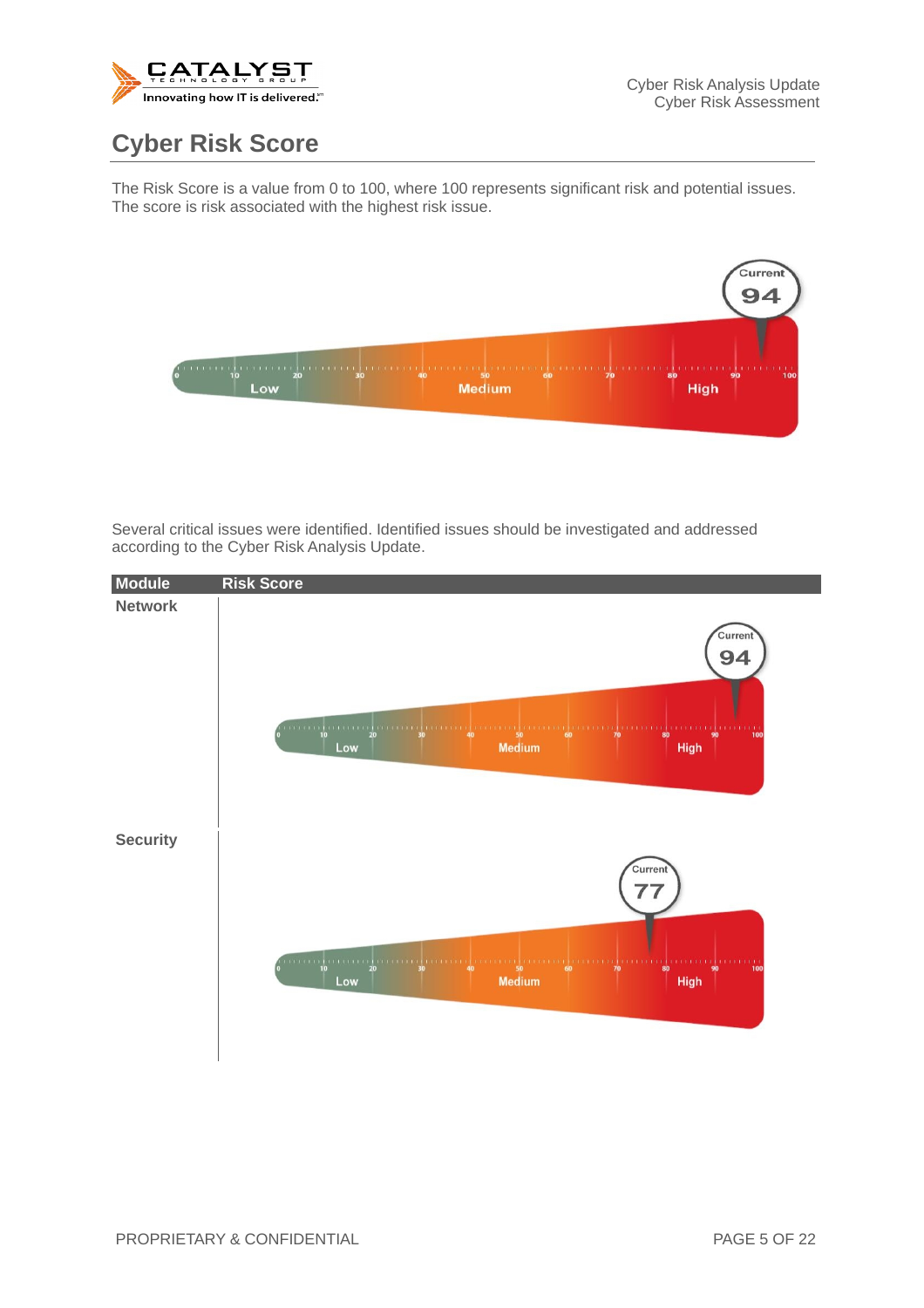# Cyber Risk Score

The Risk Score is a value from 0 to 100, where 100 represents significant risk and potential issues. The score is risk associated with the highest risk issue.

Current 94

Several critical issues were identified. Identified issues should be investigated and addressed according to the Cyber Risk Analysis Update.

| Module | Risk Score |
|---|---|
| Network | Current 94 |
| Security | Current 77 |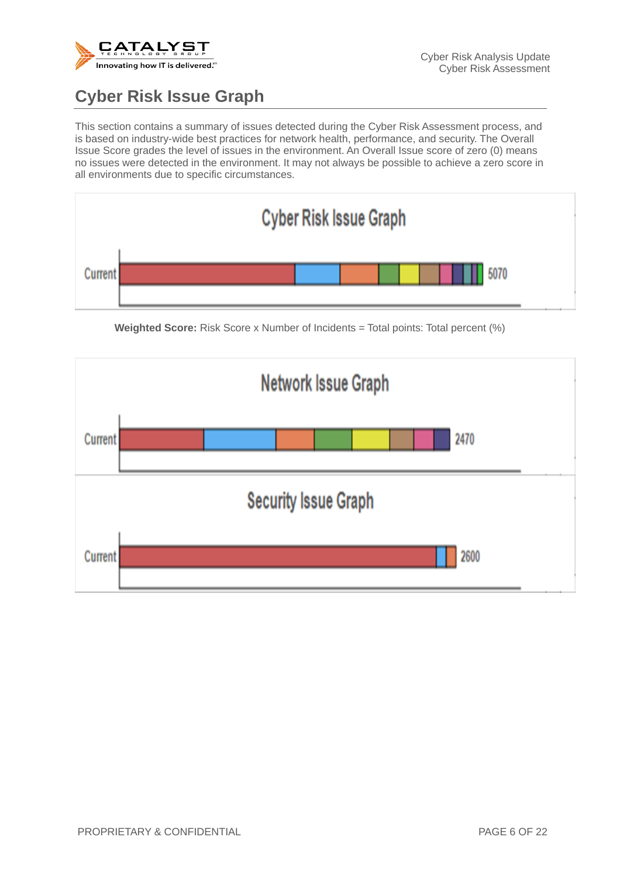## Cyber Risk Issue Graph

This section contains a summary of issues detected during the Cyber Risk Assessment process, and is based on industry-wide best practices for network health, performance, and security. The Overall Issue Score grades the level of issues in the environment. An Overall Issue score of zero (0) means no issues were detected in the environment. It may not always be possible to achieve a zero score in all environments due to specific circumstances.

**Cyber Risk Issue Graph**

Current: 5070

**Weighted Score:** Risk Score x Number of Incidents = Total points: Total percent (%)

**Network Issue Graph**

Current: 2470

**Security Issue Graph**

Current: 2600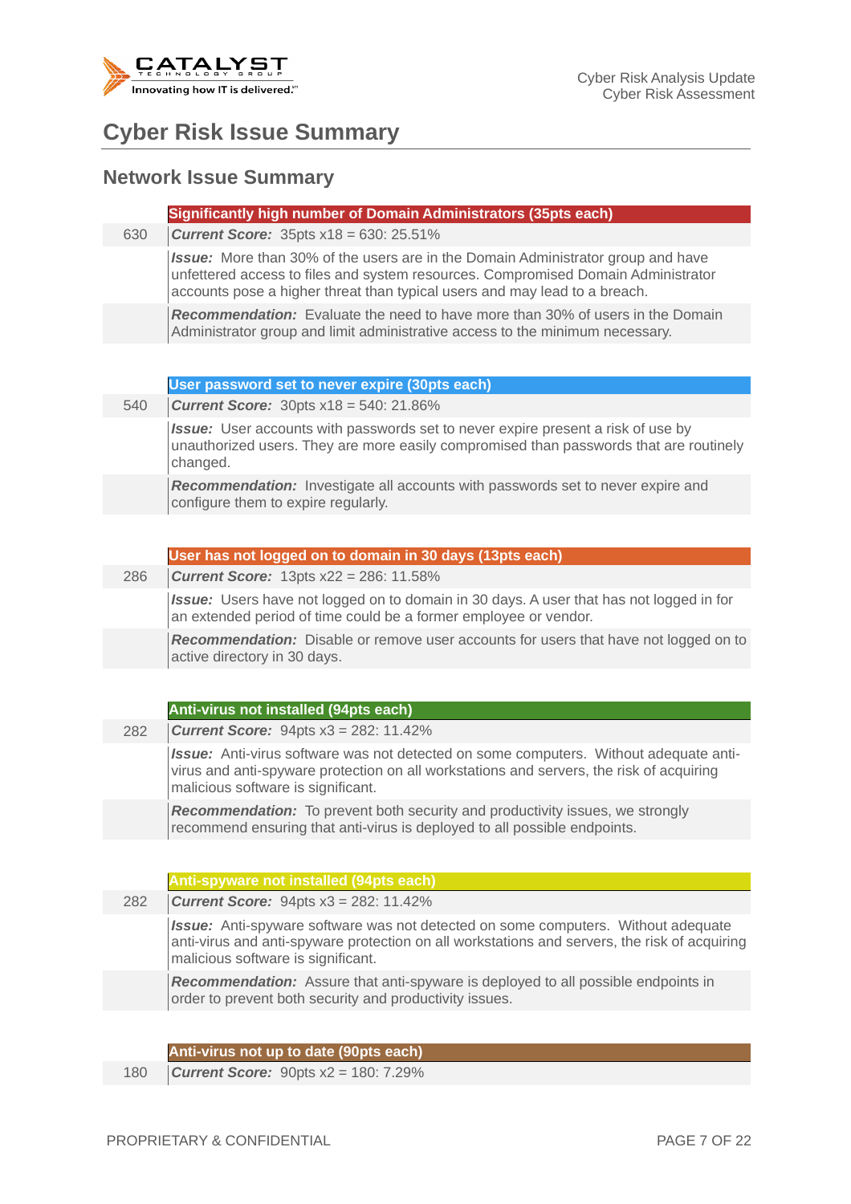# Cyber Risk Issue Summary

## Network Issue Summary

| | **Significantly high number of Domain Administrators (35pts each)** |
|---|---|
| 630 | ***Current Score:*** 35pts x18 = 630: 25.51% |
| | ***Issue:*** More than 30% of the users are in the Domain Administrator group and have unfettered access to files and system resources. Compromised Domain Administrator accounts pose a higher threat than typical users and may lead to a breach. |
| | ***Recommendation:*** Evaluate the need to have more than 30% of users in the Domain Administrator group and limit administrative access to the minimum necessary. |

| | **User password set to never expire (30pts each)** |
|---|---|
| 540 | ***Current Score:*** 30pts x18 = 540: 21.86% |
| | ***Issue:*** User accounts with passwords set to never expire present a risk of use by unauthorized users. They are more easily compromised than passwords that are routinely changed. |
| | ***Recommendation:*** Investigate all accounts with passwords set to never expire and configure them to expire regularly. |

| | **User has not logged on to domain in 30 days (13pts each)** |
|---|---|
| 286 | ***Current Score:*** 13pts x22 = 286: 11.58% |
| | ***Issue:*** Users have not logged on to domain in 30 days. A user that has not logged in for an extended period of time could be a former employee or vendor. |
| | ***Recommendation:*** Disable or remove user accounts for users that have not logged on to active directory in 30 days. |

| | **Anti-virus not installed (94pts each)** |
|---|---|
| 282 | ***Current Score:*** 94pts x3 = 282: 11.42% |
| | ***Issue:*** Anti-virus software was not detected on some computers. Without adequate anti-virus and anti-spyware protection on all workstations and servers, the risk of acquiring malicious software is significant. |
| | ***Recommendation:*** To prevent both security and productivity issues, we strongly recommend ensuring that anti-virus is deployed to all possible endpoints. |

| | **Anti-spyware not installed (94pts each)** |
|---|---|
| 282 | ***Current Score:*** 94pts x3 = 282: 11.42% |
| | ***Issue:*** Anti-spyware software was not detected on some computers. Without adequate anti-virus and anti-spyware protection on all workstations and servers, the risk of acquiring malicious software is significant. |
| | ***Recommendation:*** Assure that anti-spyware is deployed to all possible endpoints in order to prevent both security and productivity issues. |

| | **Anti-virus not up to date (90pts each)** |
|---|---|
| 180 | ***Current Score:*** 90pts x2 = 180: 7.29% |

PROPRIETARY & CONFIDENTIAL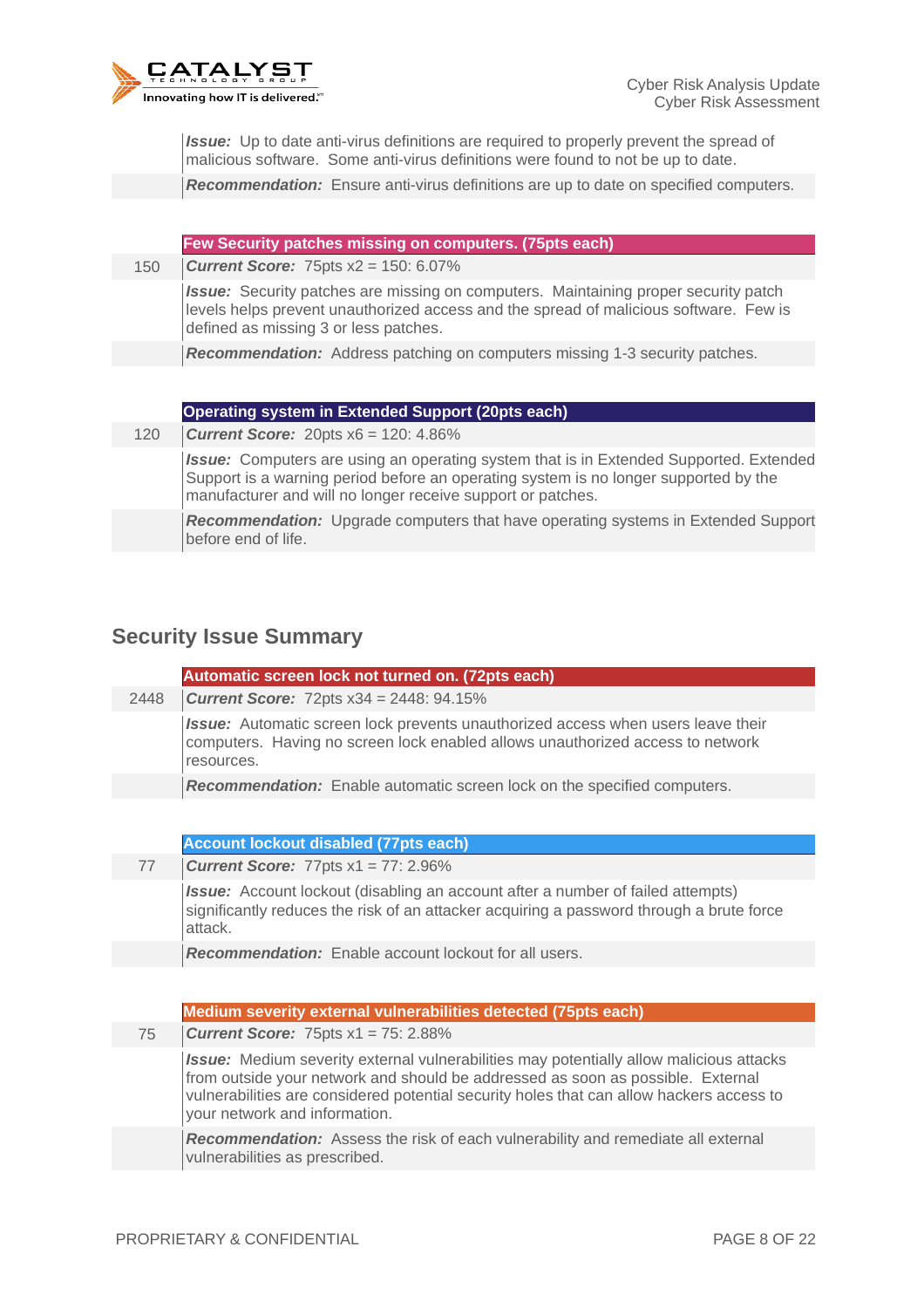| | |
|---|---|
| | ***Issue:*** Up to date anti-virus definitions are required to properly prevent the spread of malicious software. Some anti-virus definitions were found to not be up to date. |
| | ***Recommendation:*** Ensure anti-virus definitions are up to date on specified computers. |

| | **Few Security patches missing on computers. (75pts each)** |
|---|---|
| 150 | ***Current Score:*** 75pts x2 = 150: 6.07% |
| | ***Issue:*** Security patches are missing on computers. Maintaining proper security patch levels helps prevent unauthorized access and the spread of malicious software. Few is defined as missing 3 or less patches. |
| | ***Recommendation:*** Address patching on computers missing 1-3 security patches. |

| | **Operating system in Extended Support (20pts each)** |
|---|---|
| 120 | ***Current Score:*** 20pts x6 = 120: 4.86% |
| | ***Issue:*** Computers are using an operating system that is in Extended Supported. Extended Support is a warning period before an operating system is no longer supported by the manufacturer and will no longer receive support or patches. |
| | ***Recommendation:*** Upgrade computers that have operating systems in Extended Support before end of life. |

## Security Issue Summary

| | **Automatic screen lock not turned on. (72pts each)** |
|---|---|
| 2448 | ***Current Score:*** 72pts x34 = 2448: 94.15% |
| | ***Issue:*** Automatic screen lock prevents unauthorized access when users leave their computers. Having no screen lock enabled allows unauthorized access to network resources. |
| | ***Recommendation:*** Enable automatic screen lock on the specified computers. |

| | **Account lockout disabled (77pts each)** |
|---|---|
| 77 | ***Current Score:*** 77pts x1 = 77: 2.96% |
| | ***Issue:*** Account lockout (disabling an account after a number of failed attempts) significantly reduces the risk of an attacker acquiring a password through a brute force attack. |
| | ***Recommendation:*** Enable account lockout for all users. |

| | **Medium severity external vulnerabilities detected (75pts each)** |
|---|---|
| 75 | ***Current Score:*** 75pts x1 = 75: 2.88% |
| | ***Issue:*** Medium severity external vulnerabilities may potentially allow malicious attacks from outside your network and should be addressed as soon as possible. External vulnerabilities are considered potential security holes that can allow hackers access to your network and information. |
| | ***Recommendation:*** Assess the risk of each vulnerability and remediate all external vulnerabilities as prescribed. |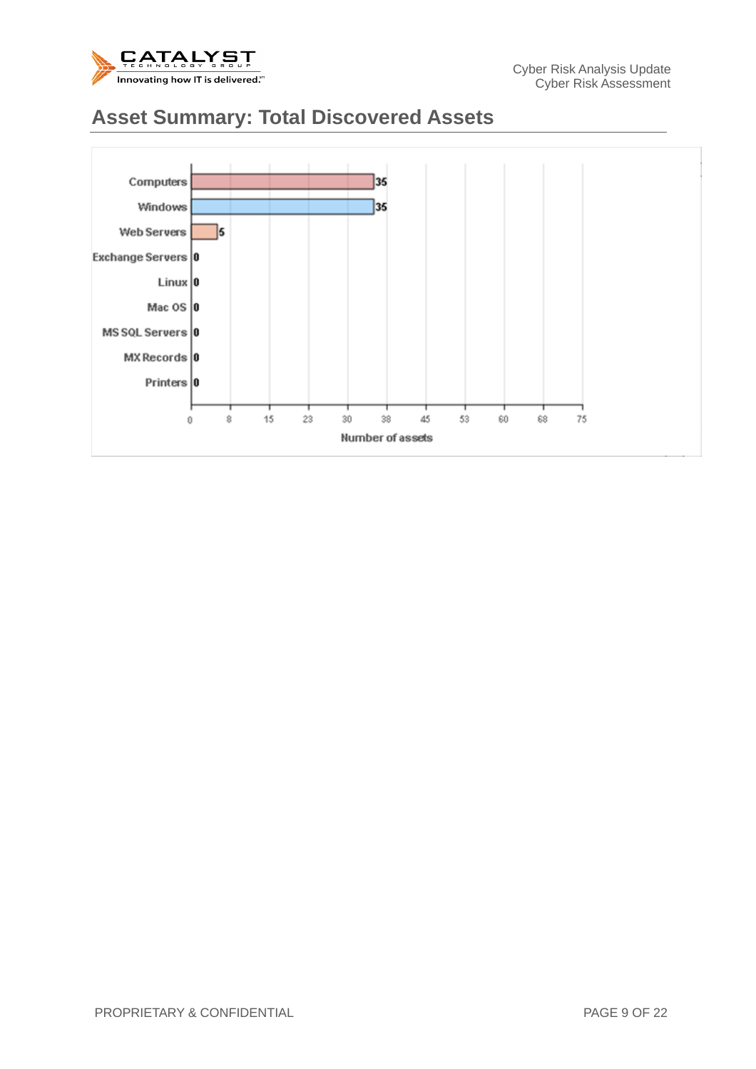## Asset Summary: Total Discovered Assets

| Asset Type | Number of assets |
|---|---|
| Computers | 35 |
| Windows | 35 |
| Web Servers | 5 |
| Exchange Servers | 0 |
| Linux | 0 |
| Mac OS | 0 |
| MS SQL Servers | 0 |
| MX Records | 0 |
| Printers | 0 |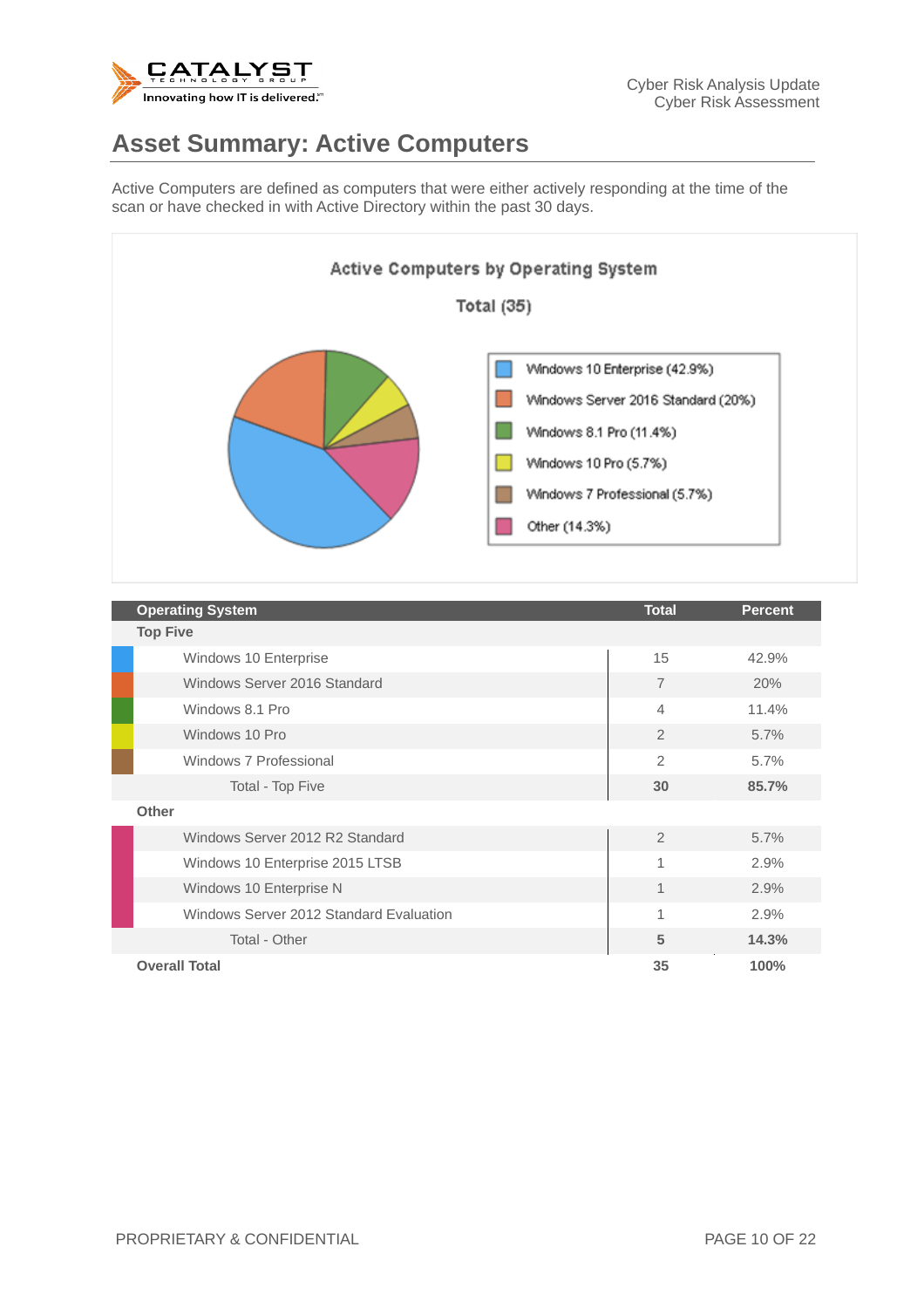## Asset Summary: Active Computers

Active Computers are defined as computers that were either actively responding at the time of the scan or have checked in with Active Directory within the past 30 days.

**Active Computers by Operating System**

**Total (35)**

- Windows 10 Enterprise (42.9%)
- Windows Server 2016 Standard (20%)
- Windows 8.1 Pro (11.4%)
- Windows 10 Pro (5.7%)
- Windows 7 Professional (5.7%)
- Other (14.3%)

| Operating System | Total | Percent |
| --- | --- | --- |
| **Top Five** | | |
| Windows 10 Enterprise | 15 | 42.9% |
| Windows Server 2016 Standard | 7 | 20% |
| Windows 8.1 Pro | 4 | 11.4% |
| Windows 10 Pro | 2 | 5.7% |
| Windows 7 Professional | 2 | 5.7% |
| Total - Top Five | **30** | **85.7%** |
| **Other** | | |
| Windows Server 2012 R2 Standard | 2 | 5.7% |
| Windows 10 Enterprise 2015 LTSB | 1 | 2.9% |
| Windows 10 Enterprise N | 1 | 2.9% |
| Windows Server 2012 Standard Evaluation | 1 | 2.9% |
| Total - Other | **5** | **14.3%** |
| **Overall Total** | **35** | **100%** |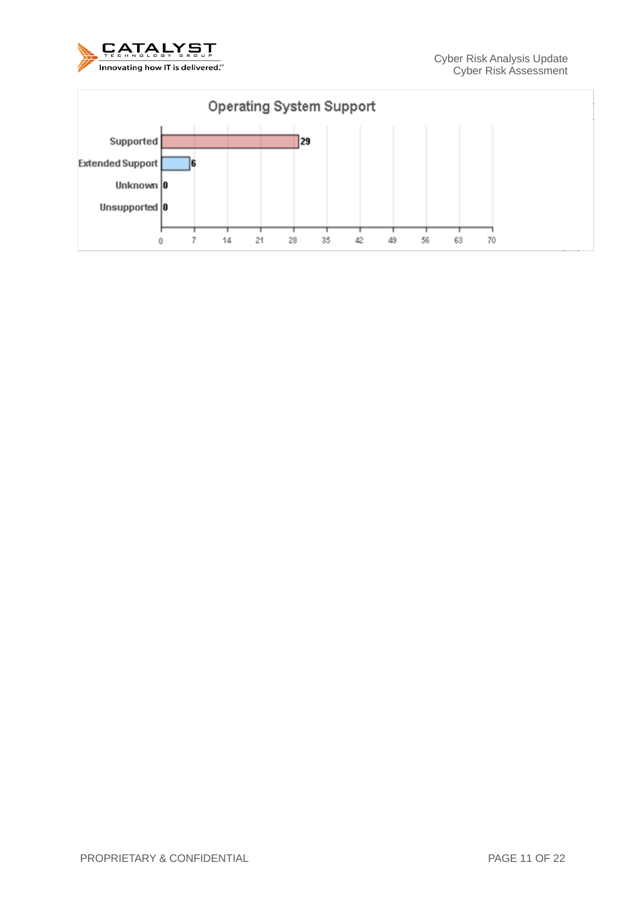**Operating System Support**

| Category | Count |
|---|---|
| Supported | 29 |
| Extended Support | 6 |
| Unknown | 0 |
| Unsupported | 0 |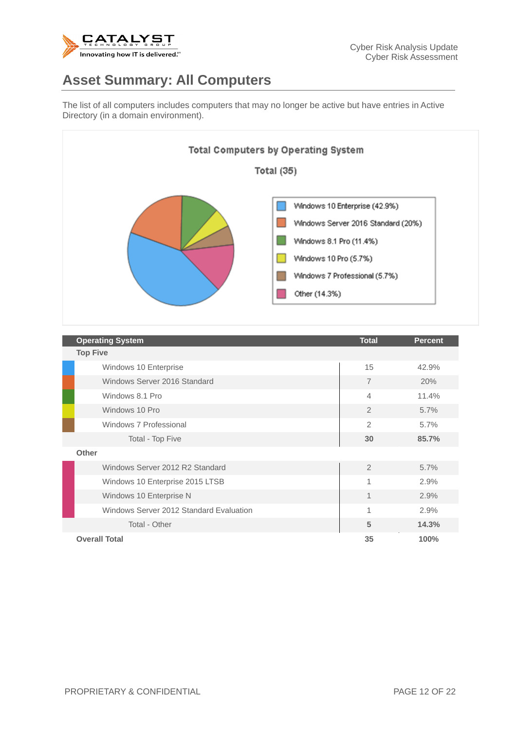## Asset Summary: All Computers

The list of all computers includes computers that may no longer be active but have entries in Active Directory (in a domain environment).

**Total Computers by Operating System**

**Total (35)**

- Windows 10 Enterprise (42.9%)
- Windows Server 2016 Standard (20%)
- Windows 8.1 Pro (11.4%)
- Windows 10 Pro (5.7%)
- Windows 7 Professional (5.7%)
- Other (14.3%)

| Operating System | Total | Percent |
|---|---|---|
| **Top Five** | | |
| Windows 10 Enterprise | 15 | 42.9% |
| Windows Server 2016 Standard | 7 | 20% |
| Windows 8.1 Pro | 4 | 11.4% |
| Windows 10 Pro | 2 | 5.7% |
| Windows 7 Professional | 2 | 5.7% |
| Total - Top Five | **30** | **85.7%** |
| **Other** | | |
| Windows Server 2012 R2 Standard | 2 | 5.7% |
| Windows 10 Enterprise 2015 LTSB | 1 | 2.9% |
| Windows 10 Enterprise N | 1 | 2.9% |
| Windows Server 2012 Standard Evaluation | 1 | 2.9% |
| Total - Other | **5** | **14.3%** |
| **Overall Total** | **35** | **100%** |

PROPRIETARY & CONFIDENTIAL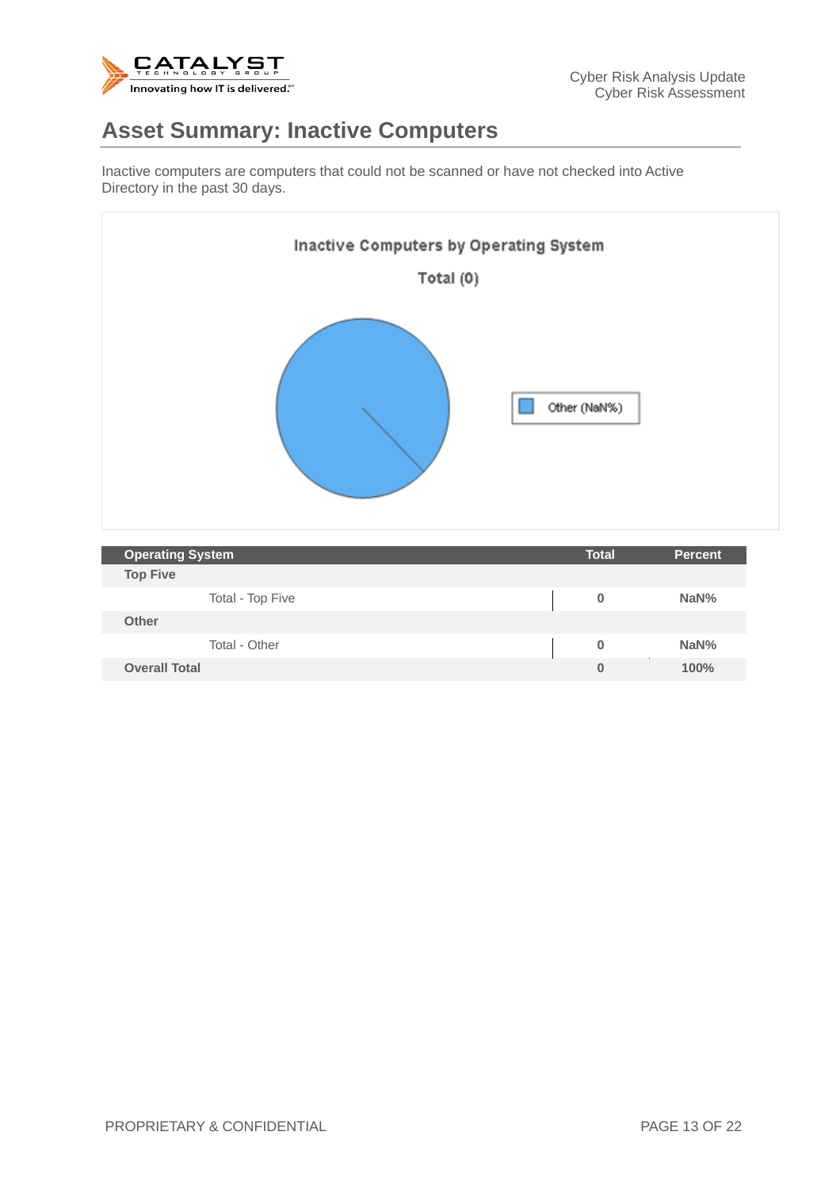## Asset Summary: Inactive Computers

Inactive computers are computers that could not be scanned or have not checked into Active Directory in the past 30 days.

**Inactive Computers by Operating System**

**Total (0)**

Other (NaN%)

| Operating System | Total | Percent |
|---|---|---|
| **Top Five** | | |
| Total - Top Five | **0** | **NaN%** |
| **Other** | | |
| Total - Other | **0** | **NaN%** |
| **Overall Total** | **0** | **100%** |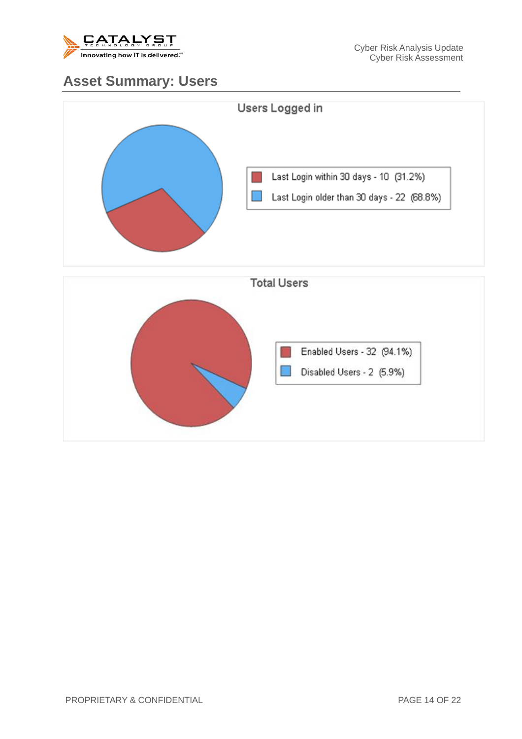## Asset Summary: Users

**Users Logged in**

- Last Login within 30 days - 10 (31.2%)
- Last Login older than 30 days - 22 (68.8%)

**Total Users**

- Enabled Users - 32 (94.1%)
- Disabled Users - 2 (5.9%)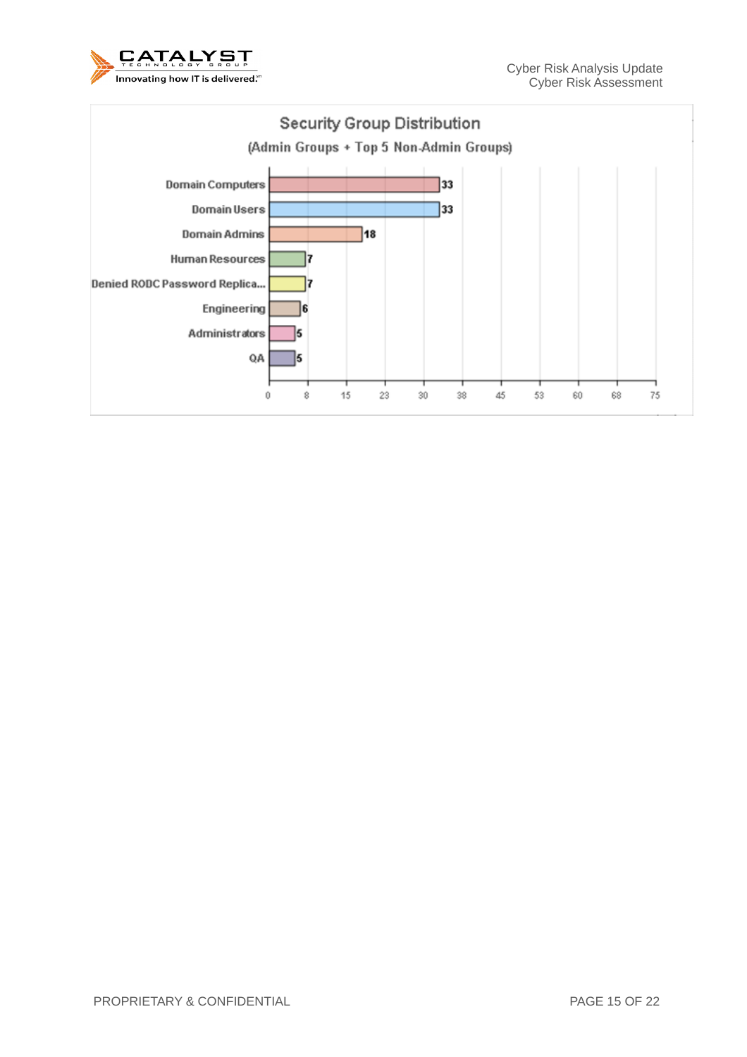## Security Group Distribution

(Admin Groups + Top 5 Non-Admin Groups)

| Group | Count |
|---|---|
| Domain Computers | 33 |
| Domain Users | 33 |
| Domain Admins | 18 |
| Human Resources | 7 |
| Denied RODC Password Replica... | 7 |
| Engineering | 6 |
| Administrators | 5 |
| QA | 5 |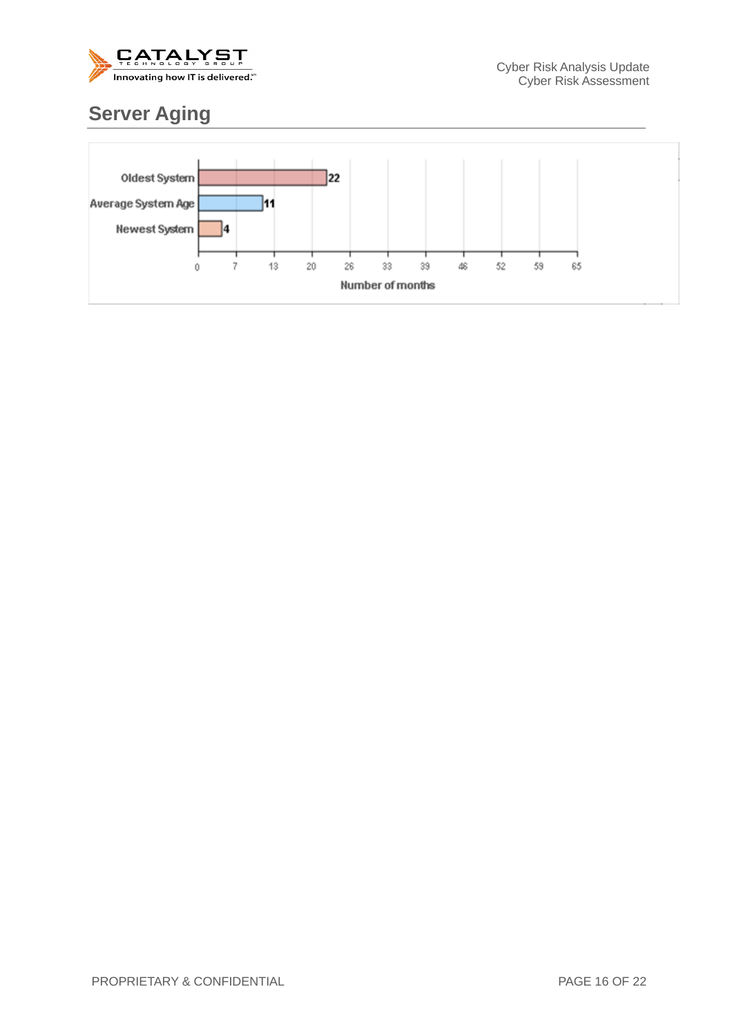## Server Aging

| | Number of months |
|---|---|
| Oldest System | 22 |
| Average System Age | 11 |
| Newest System | 4 |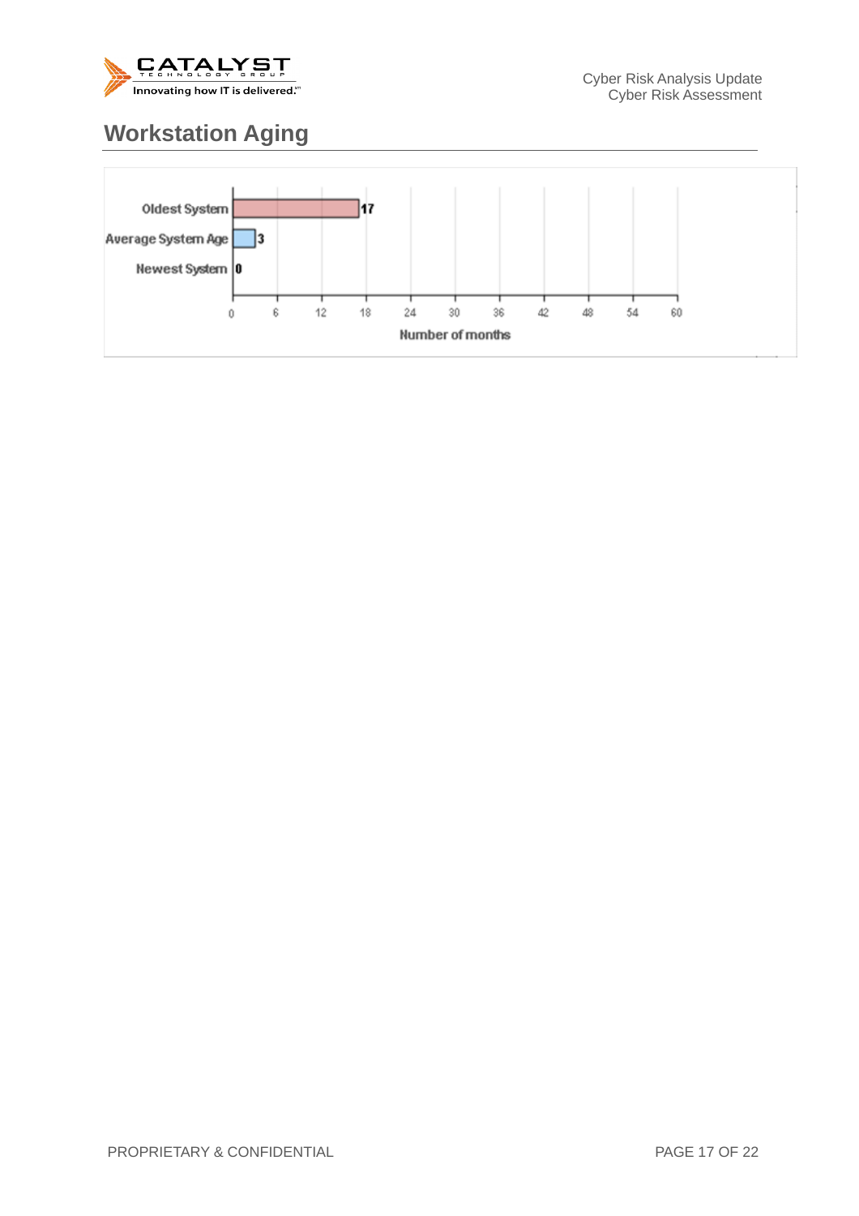## Workstation Aging

| | Number of months |
|---|---|
| Oldest System | 17 |
| Average System Age | 3 |
| Newest System | 0 |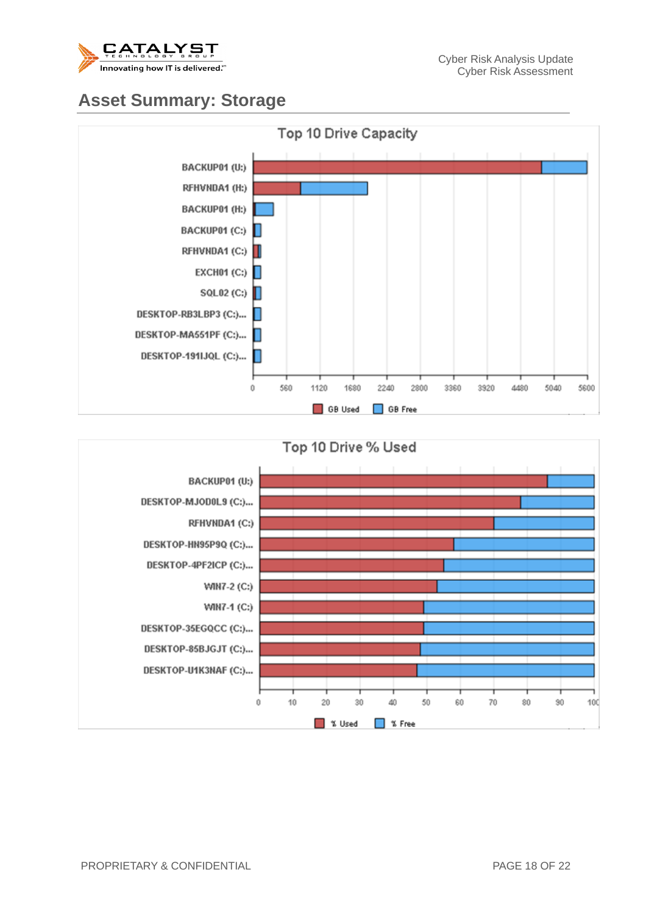## Asset Summary: Storage

**Top 10 Drive Capacity**

BACKUP01 (U:)
RFHVNDA1 (H:)
BACKUP01 (H:)
BACKUP01 (C:)
RFHVNDA1 (C:)
EXCH01 (C:)
SQL02 (C:)
DESKTOP-RB3LBP3 (C:)...
DESKTOP-MA551PF (C:)...
DESKTOP-191IJQL (C:)...

0 560 1120 1680 2240 2800 3360 3920 4480 5040 5600

GB Used GB Free

**Top 10 Drive % Used**

BACKUP01 (U:)
DESKTOP-MJOD0L9 (C:)...
RFHVNDA1 (C:)
DESKTOP-HN95P9Q (C:)...
DESKTOP-4PF2ICP (C:)...
WIN7-2 (C:)
WIN7-1 (C:)
DESKTOP-35EGQCC (C:)...
DESKTOP-85BJGJT (C:)...
DESKTOP-U1K3NAF (C:)...

0 10 20 30 40 50 60 70 80 90 100

% Used % Free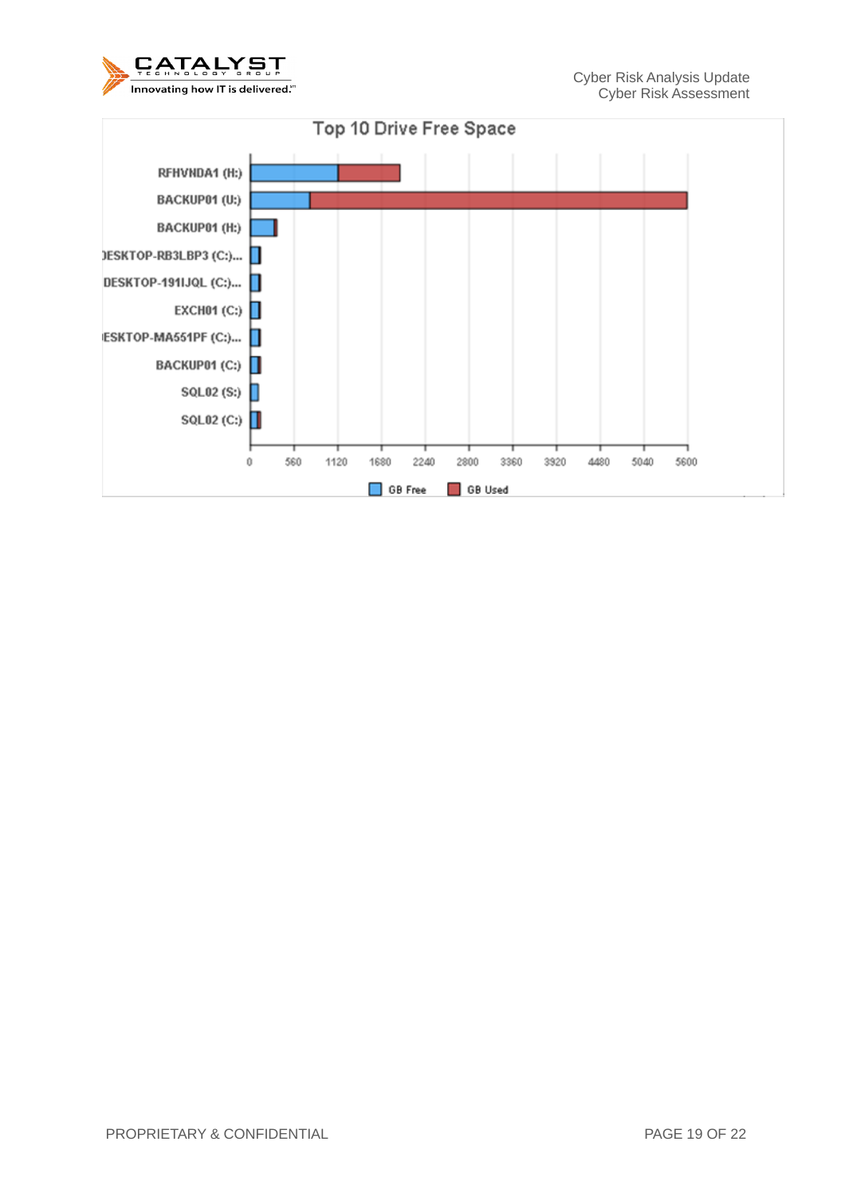## Top 10 Drive Free Space

| Drive | GB Free | GB Used |
|---|---|---|
| RFHVNDA1 (H:) | | |
| BACKUP01 (U:) | | |
| BACKUP01 (H:) | | |
| DESKTOP-RB3LBP3 (C:)... | | |
| DESKTOP-191IJQL (C:)... | | |
| EXCH01 (C:) | | |
| DESKTOP-MA551PF (C:)... | | |
| BACKUP01 (C:) | | |
| SQL02 (S:) | | |
| SQL02 (C:) | | |

X-axis: 0, 560, 1120, 1680, 2240, 2800, 3360, 3920, 4480, 5040, 5600

Legend: GB Free, GB Used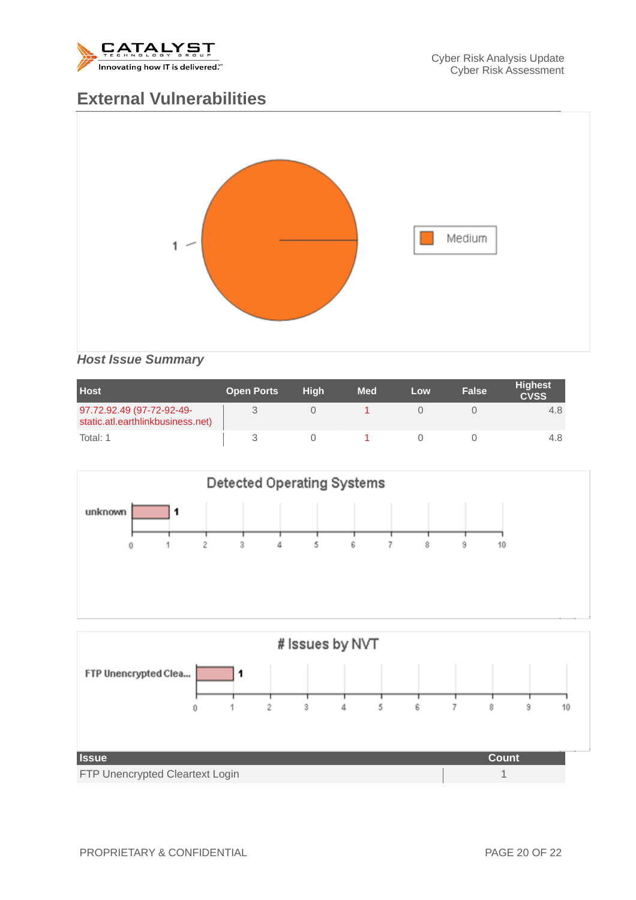## External Vulnerabilities

### *Host Issue Summary*

| Host | Open Ports | High | Med | Low | False | Highest CVSS |
|---|---|---|---|---|---|---|
| 97.72.92.49 (97-72-92-49-static.atl.earthlinkbusiness.net) | 3 | 0 | 1 | 0 | 0 | 4.8 |
| Total: 1 | 3 | 0 | 1 | 0 | 0 | 4.8 |

| Issue | Count |
|---|---|
| FTP Unencrypted Cleartext Login | 1 |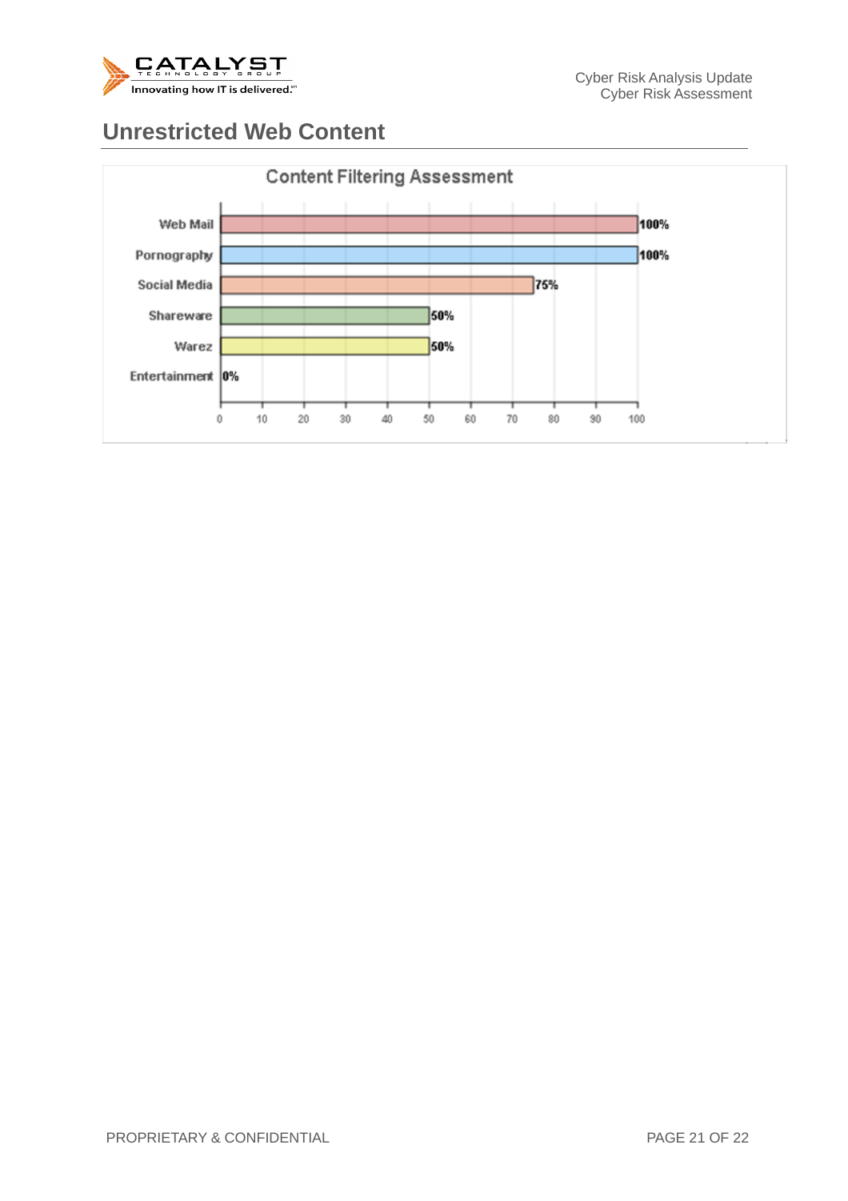## Unrestricted Web Content

**Content Filtering Assessment**

| Category | Percentage |
|---|---|
| Web Mail | 100% |
| Pornography | 100% |
| Social Media | 75% |
| Shareware | 50% |
| Warez | 50% |
| Entertainment | 0% |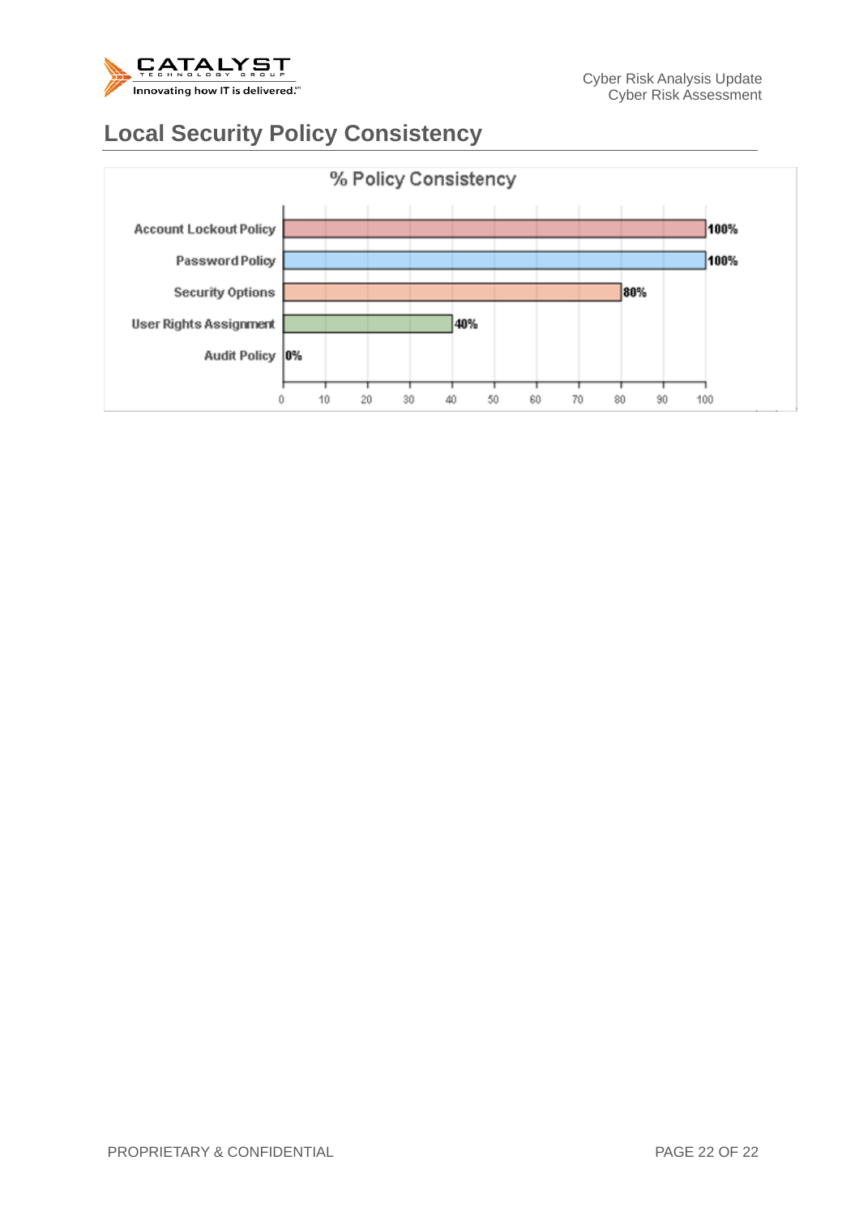## Local Security Policy Consistency

% Policy Consistency

Account Lockout Policy
100%

Password Policy
100%

Security Options
80%

User Rights Assignment
40%

Audit Policy
0%

0
10
20
30
40
50
60
70
80
90
100